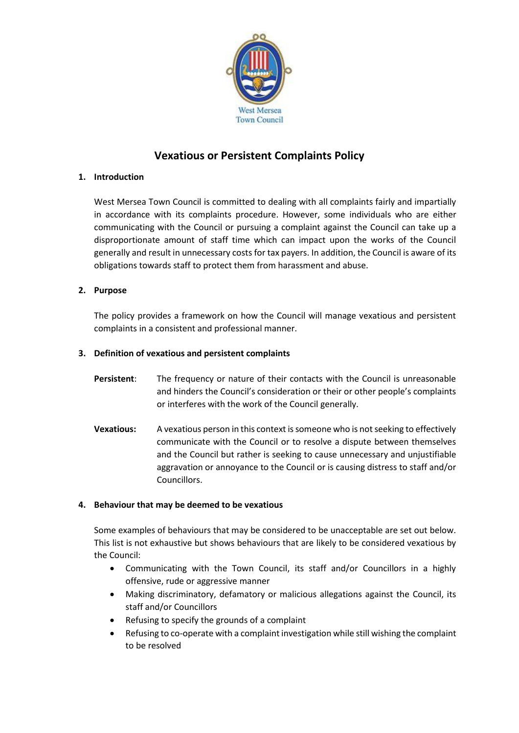West Mersea Town Council

# Vexatious or Persistent Complaints Policy

## 1. Introduction

West Mersea Town Council is committed to dealing with all complaints fairly and impartially in accordance with its complaints procedure. However, some individuals who are either communicating with the Council or pursuing a complaint against the Council can take up a disproportionate amount of staff time which can impact upon the works of the Council generally and result in unnecessary costs for tax payers. In addition, the Council is aware of its obligations towards staff to protect them from harassment and abuse.

## 2. Purpose

The policy provides a framework on how the Council will manage vexatious and persistent complaints in a consistent and professional manner.

## 3. Definition of vexatious and persistent complaints

**Persistent**: The frequency or nature of their contacts with the Council is unreasonable and hinders the Council's consideration or their or other people's complaints or interferes with the work of the Council generally.

**Vexatious:** A vexatious person in this context is someone who is not seeking to effectively communicate with the Council or to resolve a dispute between themselves and the Council but rather is seeking to cause unnecessary and unjustifiable aggravation or annoyance to the Council or is causing distress to staff and/or Councillors.

## 4. Behaviour that may be deemed to be vexatious

Some examples of behaviours that may be considered to be unacceptable are set out below. This list is not exhaustive but shows behaviours that are likely to be considered vexatious by the Council:

- Communicating with the Town Council, its staff and/or Councillors in a highly offensive, rude or aggressive manner
- Making discriminatory, defamatory or malicious allegations against the Council, its staff and/or Councillors
- Refusing to specify the grounds of a complaint
- Refusing to co-operate with a complaint investigation while still wishing the complaint to be resolved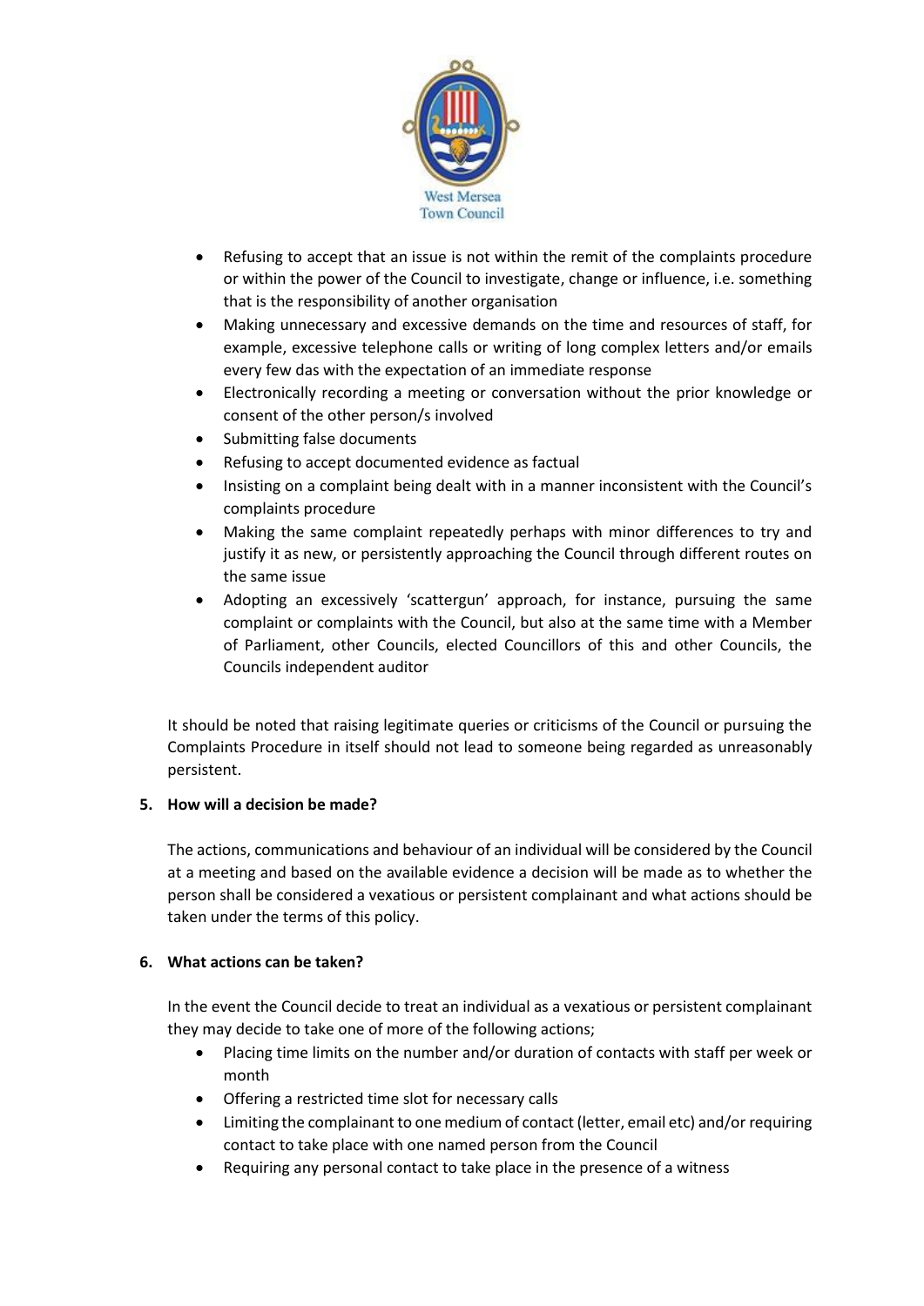- Refusing to accept that an issue is not within the remit of the complaints procedure or within the power of the Council to investigate, change or influence, i.e. something that is the responsibility of another organisation
- Making unnecessary and excessive demands on the time and resources of staff, for example, excessive telephone calls or writing of long complex letters and/or emails every few das with the expectation of an immediate response
- Electronically recording a meeting or conversation without the prior knowledge or consent of the other person/s involved
- Submitting false documents
- Refusing to accept documented evidence as factual
- Insisting on a complaint being dealt with in a manner inconsistent with the Council's complaints procedure
- Making the same complaint repeatedly perhaps with minor differences to try and justify it as new, or persistently approaching the Council through different routes on the same issue
- Adopting an excessively 'scattergun' approach, for instance, pursuing the same complaint or complaints with the Council, but also at the same time with a Member of Parliament, other Councils, elected Councillors of this and other Councils, the Councils independent auditor

It should be noted that raising legitimate queries or criticisms of the Council or pursuing the Complaints Procedure in itself should not lead to someone being regarded as unreasonably persistent.

**5. How will a decision be made?**

The actions, communications and behaviour of an individual will be considered by the Council at a meeting and based on the available evidence a decision will be made as to whether the person shall be considered a vexatious or persistent complainant and what actions should be taken under the terms of this policy.

**6. What actions can be taken?**

In the event the Council decide to treat an individual as a vexatious or persistent complainant they may decide to take one of more of the following actions;

- Placing time limits on the number and/or duration of contacts with staff per week or month
- Offering a restricted time slot for necessary calls
- Limiting the complainant to one medium of contact (letter, email etc) and/or requiring contact to take place with one named person from the Council
- Requiring any personal contact to take place in the presence of a witness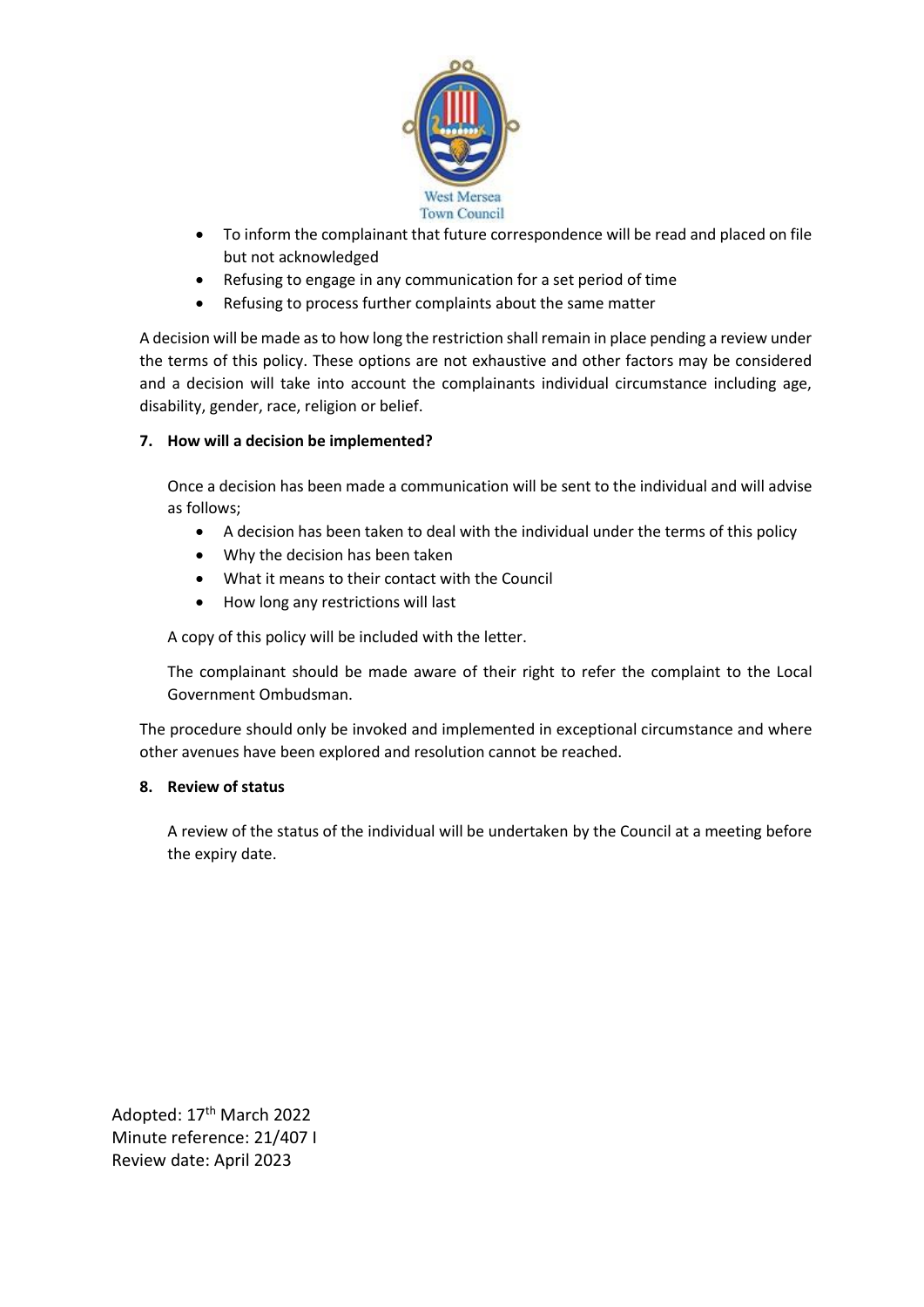- To inform the complainant that future correspondence will be read and placed on file but not acknowledged
- Refusing to engage in any communication for a set period of time
- Refusing to process further complaints about the same matter

A decision will be made as to how long the restriction shall remain in place pending a review under the terms of this policy. These options are not exhaustive and other factors may be considered and a decision will take into account the complainants individual circumstance including age, disability, gender, race, religion or belief.

**7. How will a decision be implemented?**

Once a decision has been made a communication will be sent to the individual and will advise as follows;

- A decision has been taken to deal with the individual under the terms of this policy
- Why the decision has been taken
- What it means to their contact with the Council
- How long any restrictions will last

A copy of this policy will be included with the letter.

The complainant should be made aware of their right to refer the complaint to the Local Government Ombudsman.

The procedure should only be invoked and implemented in exceptional circumstance and where other avenues have been explored and resolution cannot be reached.

**8. Review of status**

A review of the status of the individual will be undertaken by the Council at a meeting before the expiry date.

Adopted: 17th March 2022
Minute reference: 21/407 I
Review date: April 2023